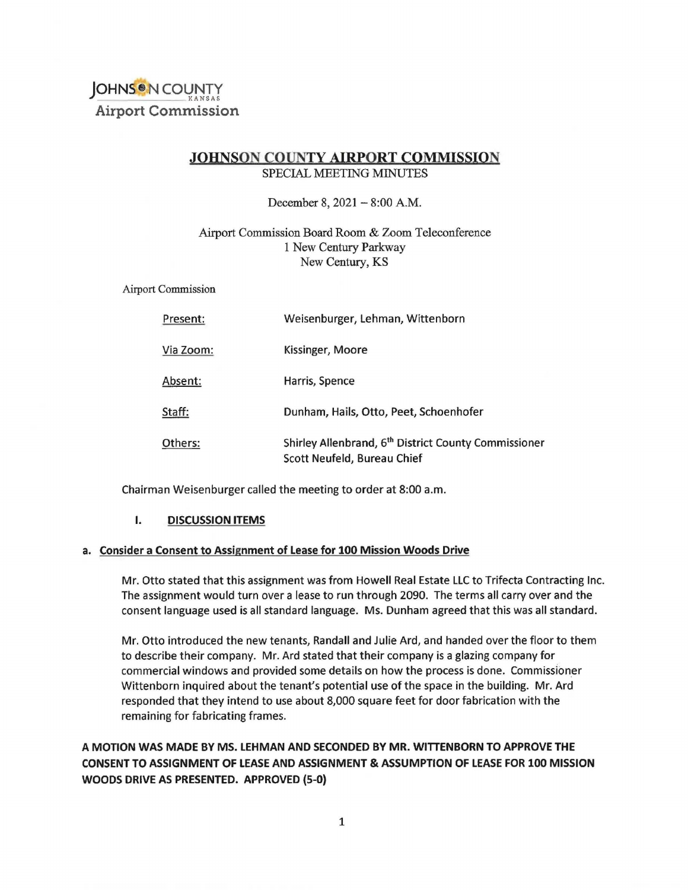JOHNSON COUNTY
KANSAS
Airport Commission

# JOHNSON COUNTY AIRPORT COMMISSION

SPECIAL MEETING MINUTES

December 8, 2021 – 8:00 A.M.

Airport Commission Board Room & Zoom Teleconference
1 New Century Parkway
New Century, KS

Airport Commission

| | |
|---|---|
| Present: | Weisenburger, Lehman, Wittenborn |
| Via Zoom: | Kissinger, Moore |
| Absent: | Harris, Spence |
| Staff: | Dunham, Hails, Otto, Peet, Schoenhofer |
| Others: | Shirley Allenbrand, 6th District County Commissioner<br>Scott Neufeld, Bureau Chief |

Chairman Weisenburger called the meeting to order at 8:00 a.m.

## I. DISCUSSION ITEMS

### a. Consider a Consent to Assignment of Lease for 100 Mission Woods Drive

Mr. Otto stated that this assignment was from Howell Real Estate LLC to Trifecta Contracting Inc. The assignment would turn over a lease to run through 2090. The terms all carry over and the consent language used is all standard language. Ms. Dunham agreed that this was all standard.

Mr. Otto introduced the new tenants, Randall and Julie Ard, and handed over the floor to them to describe their company. Mr. Ard stated that their company is a glazing company for commercial windows and provided some details on how the process is done. Commissioner Wittenborn inquired about the tenant's potential use of the space in the building. Mr. Ard responded that they intend to use about 8,000 square feet for door fabrication with the remaining for fabricating frames.

**A MOTION WAS MADE BY MS. LEHMAN AND SECONDED BY MR. WITTENBORN TO APPROVE THE CONSENT TO ASSIGNMENT OF LEASE AND ASSIGNMENT & ASSUMPTION OF LEASE FOR 100 MISSION WOODS DRIVE AS PRESENTED. APPROVED (5-0)**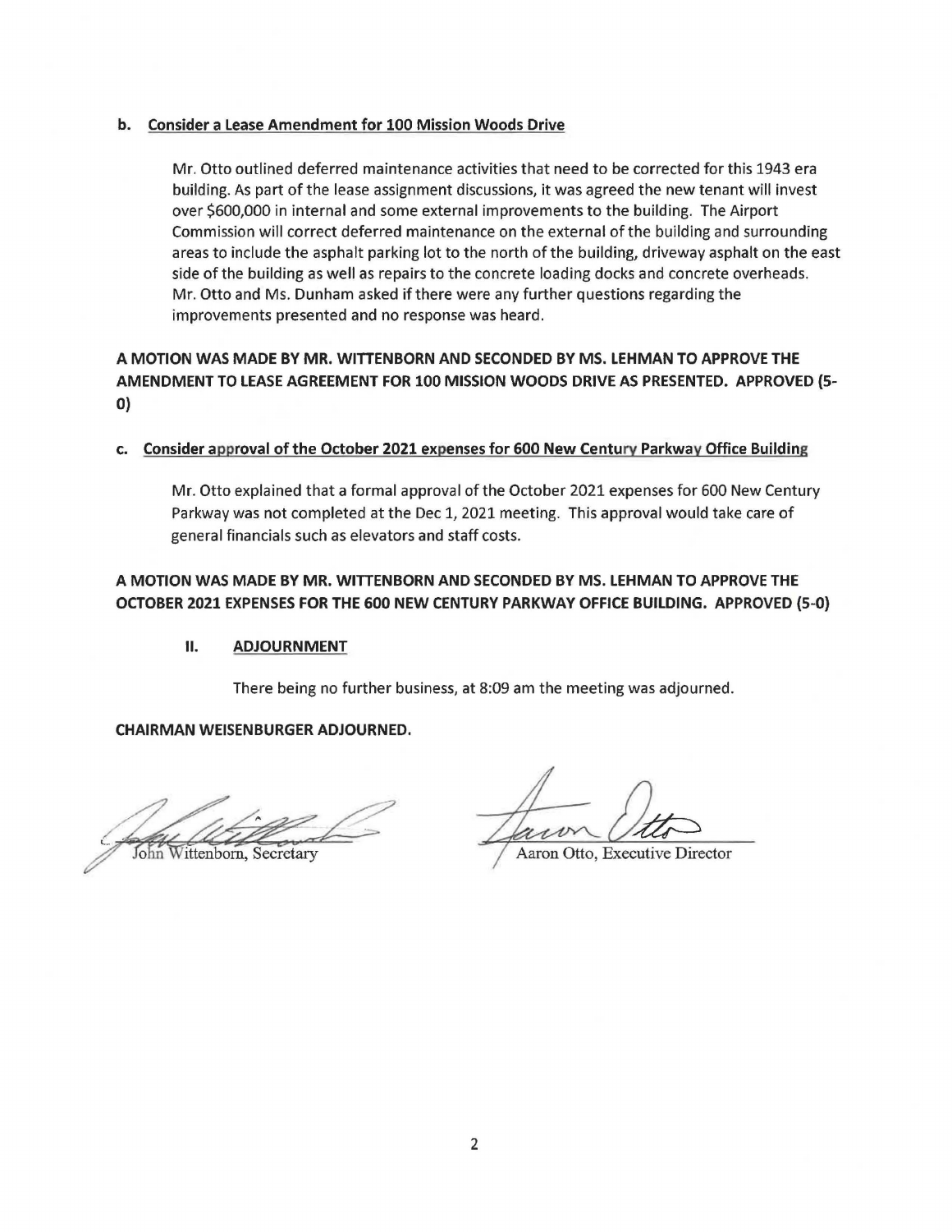**b. Consider a Lease Amendment for 100 Mission Woods Drive**

Mr. Otto outlined deferred maintenance activities that need to be corrected for this 1943 era building. As part of the lease assignment discussions, it was agreed the new tenant will invest over $600,000 in internal and some external improvements to the building. The Airport Commission will correct deferred maintenance on the external of the building and surrounding areas to include the asphalt parking lot to the north of the building, driveway asphalt on the east side of the building as well as repairs to the concrete loading docks and concrete overheads. Mr. Otto and Ms. Dunham asked if there were any further questions regarding the improvements presented and no response was heard.

**A MOTION WAS MADE BY MR. WITTENBORN AND SECONDED BY MS. LEHMAN TO APPROVE THE AMENDMENT TO LEASE AGREEMENT FOR 100 MISSION WOODS DRIVE AS PRESENTED. APPROVED (5-0)**

**c. Consider approval of the October 2021 expenses for 600 New Century Parkway Office Building**

Mr. Otto explained that a formal approval of the October 2021 expenses for 600 New Century Parkway was not completed at the Dec 1, 2021 meeting. This approval would take care of general financials such as elevators and staff costs.

**A MOTION WAS MADE BY MR. WITTENBORN AND SECONDED BY MS. LEHMAN TO APPROVE THE OCTOBER 2021 EXPENSES FOR THE 600 NEW CENTURY PARKWAY OFFICE BUILDING. APPROVED (5-0)**

**II. ADJOURNMENT**

There being no further business, at 8:09 am the meeting was adjourned.

**CHAIRMAN WEISENBURGER ADJOURNED.**

John Wittenborn, Secretary

Aaron Otto, Executive Director